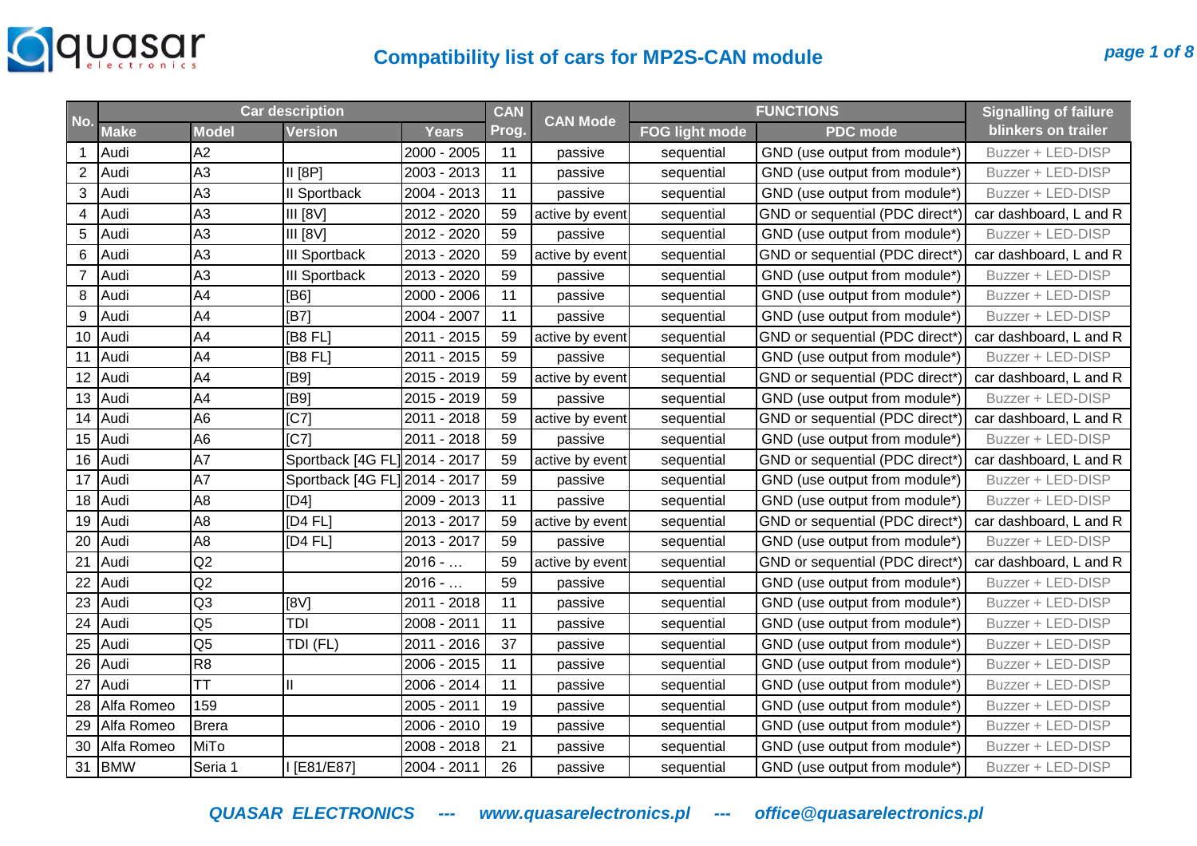# Compatibility list of cars for MP2S-CAN module

| No. | Car description | | | | CAN Prog. | CAN Mode | FUNCTIONS | | Signalling of failure blinkers on trailer |
|---|---|---|---|---|---|---|---|---|---|
| | Make | Model | Version | Years | | | FOG light mode | PDC mode | |
| 1 | Audi | A2 | | 2000 - 2005 | 11 | passive | sequential | GND (use output from module*) | Buzzer + LED-DISP |
| 2 | Audi | A3 | II [8P] | 2003 - 2013 | 11 | passive | sequential | GND (use output from module*) | Buzzer + LED-DISP |
| 3 | Audi | A3 | II Sportback | 2004 - 2013 | 11 | passive | sequential | GND (use output from module*) | Buzzer + LED-DISP |
| 4 | Audi | A3 | III [8V] | 2012 - 2020 | 59 | active by event | sequential | GND or sequential (PDC direct*) | car dashboard, L and R |
| 5 | Audi | A3 | III [8V] | 2012 - 2020 | 59 | passive | sequential | GND (use output from module*) | Buzzer + LED-DISP |
| 6 | Audi | A3 | III Sportback | 2013 - 2020 | 59 | active by event | sequential | GND or sequential (PDC direct*) | car dashboard, L and R |
| 7 | Audi | A3 | III Sportback | 2013 - 2020 | 59 | passive | sequential | GND (use output from module*) | Buzzer + LED-DISP |
| 8 | Audi | A4 | [B6] | 2000 - 2006 | 11 | passive | sequential | GND (use output from module*) | Buzzer + LED-DISP |
| 9 | Audi | A4 | [B7] | 2004 - 2007 | 11 | passive | sequential | GND (use output from module*) | Buzzer + LED-DISP |
| 10 | Audi | A4 | [B8 FL] | 2011 - 2015 | 59 | active by event | sequential | GND or sequential (PDC direct*) | car dashboard, L and R |
| 11 | Audi | A4 | [B8 FL] | 2011 - 2015 | 59 | passive | sequential | GND (use output from module*) | Buzzer + LED-DISP |
| 12 | Audi | A4 | [B9] | 2015 - 2019 | 59 | active by event | sequential | GND or sequential (PDC direct*) | car dashboard, L and R |
| 13 | Audi | A4 | [B9] | 2015 - 2019 | 59 | passive | sequential | GND (use output from module*) | Buzzer + LED-DISP |
| 14 | Audi | A6 | [C7] | 2011 - 2018 | 59 | active by event | sequential | GND or sequential (PDC direct*) | car dashboard, L and R |
| 15 | Audi | A6 | [C7] | 2011 - 2018 | 59 | passive | sequential | GND (use output from module*) | Buzzer + LED-DISP |
| 16 | Audi | A7 | Sportback [4G FL] | 2014 - 2017 | 59 | active by event | sequential | GND or sequential (PDC direct*) | car dashboard, L and R |
| 17 | Audi | A7 | Sportback [4G FL] | 2014 - 2017 | 59 | passive | sequential | GND (use output from module*) | Buzzer + LED-DISP |
| 18 | Audi | A8 | [D4] | 2009 - 2013 | 11 | passive | sequential | GND (use output from module*) | Buzzer + LED-DISP |
| 19 | Audi | A8 | [D4 FL] | 2013 - 2017 | 59 | active by event | sequential | GND or sequential (PDC direct*) | car dashboard, L and R |
| 20 | Audi | A8 | [D4 FL] | 2013 - 2017 | 59 | passive | sequential | GND (use output from module*) | Buzzer + LED-DISP |
| 21 | Audi | Q2 | | 2016 - … | 59 | active by event | sequential | GND or sequential (PDC direct*) | car dashboard, L and R |
| 22 | Audi | Q2 | | 2016 - … | 59 | passive | sequential | GND (use output from module*) | Buzzer + LED-DISP |
| 23 | Audi | Q3 | [8V] | 2011 - 2018 | 11 | passive | sequential | GND (use output from module*) | Buzzer + LED-DISP |
| 24 | Audi | Q5 | TDI | 2008 - 2011 | 11 | passive | sequential | GND (use output from module*) | Buzzer + LED-DISP |
| 25 | Audi | Q5 | TDI (FL) | 2011 - 2016 | 37 | passive | sequential | GND (use output from module*) | Buzzer + LED-DISP |
| 26 | Audi | R8 | | 2006 - 2015 | 11 | passive | sequential | GND (use output from module*) | Buzzer + LED-DISP |
| 27 | Audi | TT | II | 2006 - 2014 | 11 | passive | sequential | GND (use output from module*) | Buzzer + LED-DISP |
| 28 | Alfa Romeo | 159 | | 2005 - 2011 | 19 | passive | sequential | GND (use output from module*) | Buzzer + LED-DISP |
| 29 | Alfa Romeo | Brera | | 2006 - 2010 | 19 | passive | sequential | GND (use output from module*) | Buzzer + LED-DISP |
| 30 | Alfa Romeo | MiTo | | 2008 - 2018 | 21 | passive | sequential | GND (use output from module*) | Buzzer + LED-DISP |
| 31 | BMW | Seria 1 | I [E81/E87] | 2004 - 2011 | 26 | passive | sequential | GND (use output from module*) | Buzzer + LED-DISP |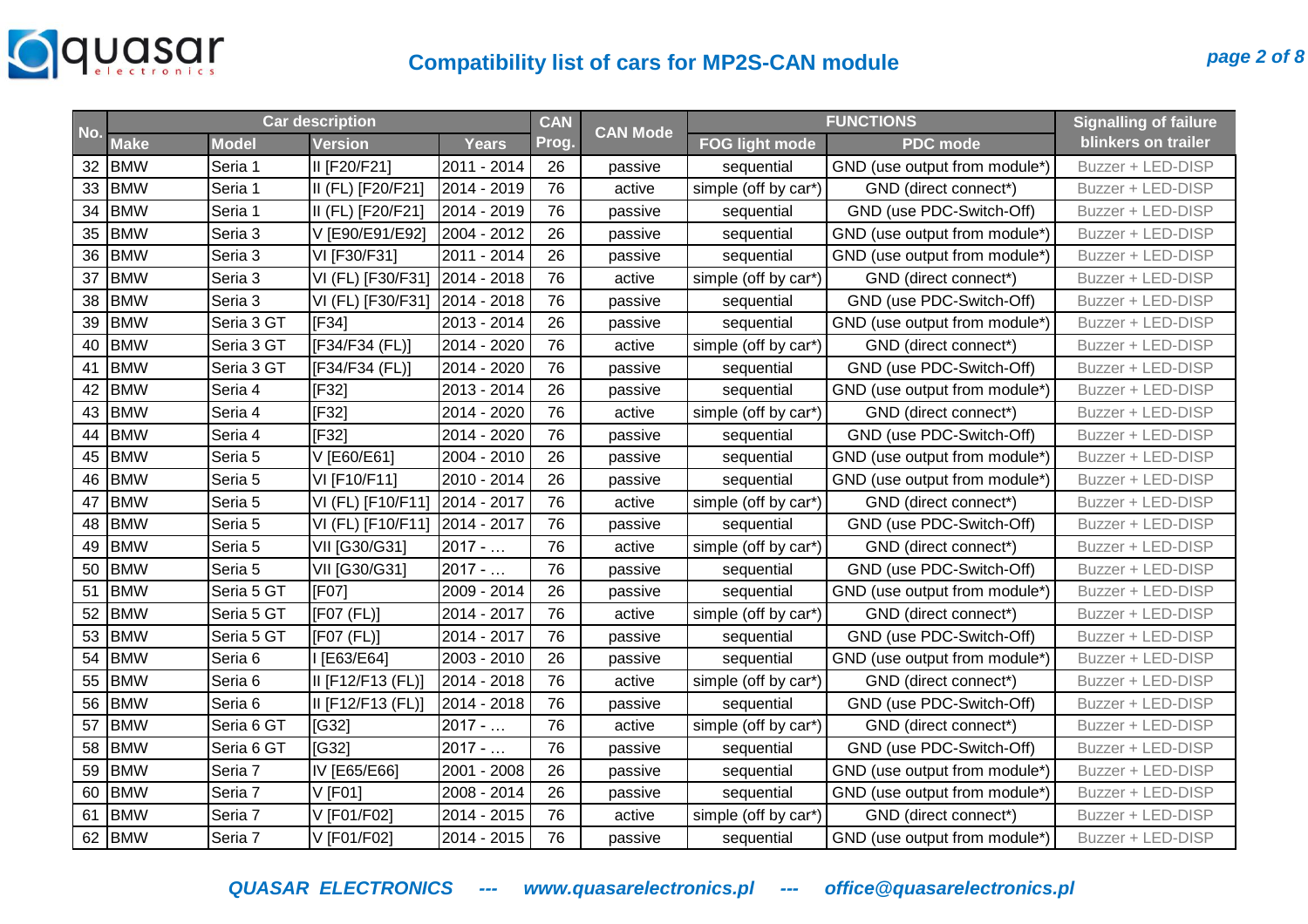## Compatibility list of cars for MP2S-CAN module

| No. | Car description | | | | CAN Prog. | CAN Mode | FUNCTIONS | | Signalling of failure blinkers on trailer |
|---|---|---|---|---|---|---|---|---|---|
| | Make | Model | Version | Years | | | FOG light mode | PDC mode | |
| 32 | BMW | Seria 1 | II [F20/F21] | 2011 - 2014 | 26 | passive | sequential | GND (use output from module*) | Buzzer + LED-DISP |
| 33 | BMW | Seria 1 | II (FL) [F20/F21] | 2014 - 2019 | 76 | active | simple (off by car*) | GND (direct connect*) | Buzzer + LED-DISP |
| 34 | BMW | Seria 1 | II (FL) [F20/F21] | 2014 - 2019 | 76 | passive | sequential | GND (use PDC-Switch-Off) | Buzzer + LED-DISP |
| 35 | BMW | Seria 3 | V [E90/E91/E92] | 2004 - 2012 | 26 | passive | sequential | GND (use output from module*) | Buzzer + LED-DISP |
| 36 | BMW | Seria 3 | VI [F30/F31] | 2011 - 2014 | 26 | passive | sequential | GND (use output from module*) | Buzzer + LED-DISP |
| 37 | BMW | Seria 3 | VI (FL) [F30/F31] | 2014 - 2018 | 76 | active | simple (off by car*) | GND (direct connect*) | Buzzer + LED-DISP |
| 38 | BMW | Seria 3 | VI (FL) [F30/F31] | 2014 - 2018 | 76 | passive | sequential | GND (use PDC-Switch-Off) | Buzzer + LED-DISP |
| 39 | BMW | Seria 3 GT | [F34] | 2013 - 2014 | 26 | passive | sequential | GND (use output from module*) | Buzzer + LED-DISP |
| 40 | BMW | Seria 3 GT | [F34/F34 (FL)] | 2014 - 2020 | 76 | active | simple (off by car*) | GND (direct connect*) | Buzzer + LED-DISP |
| 41 | BMW | Seria 3 GT | [F34/F34 (FL)] | 2014 - 2020 | 76 | passive | sequential | GND (use PDC-Switch-Off) | Buzzer + LED-DISP |
| 42 | BMW | Seria 4 | [F32] | 2013 - 2014 | 26 | passive | sequential | GND (use output from module*) | Buzzer + LED-DISP |
| 43 | BMW | Seria 4 | [F32] | 2014 - 2020 | 76 | active | simple (off by car*) | GND (direct connect*) | Buzzer + LED-DISP |
| 44 | BMW | Seria 4 | [F32] | 2014 - 2020 | 76 | passive | sequential | GND (use PDC-Switch-Off) | Buzzer + LED-DISP |
| 45 | BMW | Seria 5 | V [E60/E61] | 2004 - 2010 | 26 | passive | sequential | GND (use output from module*) | Buzzer + LED-DISP |
| 46 | BMW | Seria 5 | VI [F10/F11] | 2010 - 2014 | 26 | passive | sequential | GND (use output from module*) | Buzzer + LED-DISP |
| 47 | BMW | Seria 5 | VI (FL) [F10/F11] | 2014 - 2017 | 76 | active | simple (off by car*) | GND (direct connect*) | Buzzer + LED-DISP |
| 48 | BMW | Seria 5 | VI (FL) [F10/F11] | 2014 - 2017 | 76 | passive | sequential | GND (use PDC-Switch-Off) | Buzzer + LED-DISP |
| 49 | BMW | Seria 5 | VII [G30/G31] | 2017 - … | 76 | active | simple (off by car*) | GND (direct connect*) | Buzzer + LED-DISP |
| 50 | BMW | Seria 5 | VII [G30/G31] | 2017 - … | 76 | passive | sequential | GND (use PDC-Switch-Off) | Buzzer + LED-DISP |
| 51 | BMW | Seria 5 GT | [F07] | 2009 - 2014 | 26 | passive | sequential | GND (use output from module*) | Buzzer + LED-DISP |
| 52 | BMW | Seria 5 GT | [F07 (FL)] | 2014 - 2017 | 76 | active | simple (off by car*) | GND (direct connect*) | Buzzer + LED-DISP |
| 53 | BMW | Seria 5 GT | [F07 (FL)] | 2014 - 2017 | 76 | passive | sequential | GND (use PDC-Switch-Off) | Buzzer + LED-DISP |
| 54 | BMW | Seria 6 | I [E63/E64] | 2003 - 2010 | 26 | passive | sequential | GND (use output from module*) | Buzzer + LED-DISP |
| 55 | BMW | Seria 6 | II [F12/F13 (FL)] | 2014 - 2018 | 76 | active | simple (off by car*) | GND (direct connect*) | Buzzer + LED-DISP |
| 56 | BMW | Seria 6 | II [F12/F13 (FL)] | 2014 - 2018 | 76 | passive | sequential | GND (use PDC-Switch-Off) | Buzzer + LED-DISP |
| 57 | BMW | Seria 6 GT | [G32] | 2017 - … | 76 | active | simple (off by car*) | GND (direct connect*) | Buzzer + LED-DISP |
| 58 | BMW | Seria 6 GT | [G32] | 2017 - … | 76 | passive | sequential | GND (use PDC-Switch-Off) | Buzzer + LED-DISP |
| 59 | BMW | Seria 7 | IV [E65/E66] | 2001 - 2008 | 26 | passive | sequential | GND (use output from module*) | Buzzer + LED-DISP |
| 60 | BMW | Seria 7 | V [F01] | 2008 - 2014 | 26 | passive | sequential | GND (use output from module*) | Buzzer + LED-DISP |
| 61 | BMW | Seria 7 | V [F01/F02] | 2014 - 2015 | 76 | active | simple (off by car*) | GND (direct connect*) | Buzzer + LED-DISP |
| 62 | BMW | Seria 7 | V [F01/F02] | 2014 - 2015 | 76 | passive | sequential | GND (use output from module*) | Buzzer + LED-DISP |

*QUASAR ELECTRONICS --- www.quasarelectronics.pl --- office@quasarelectronics.pl*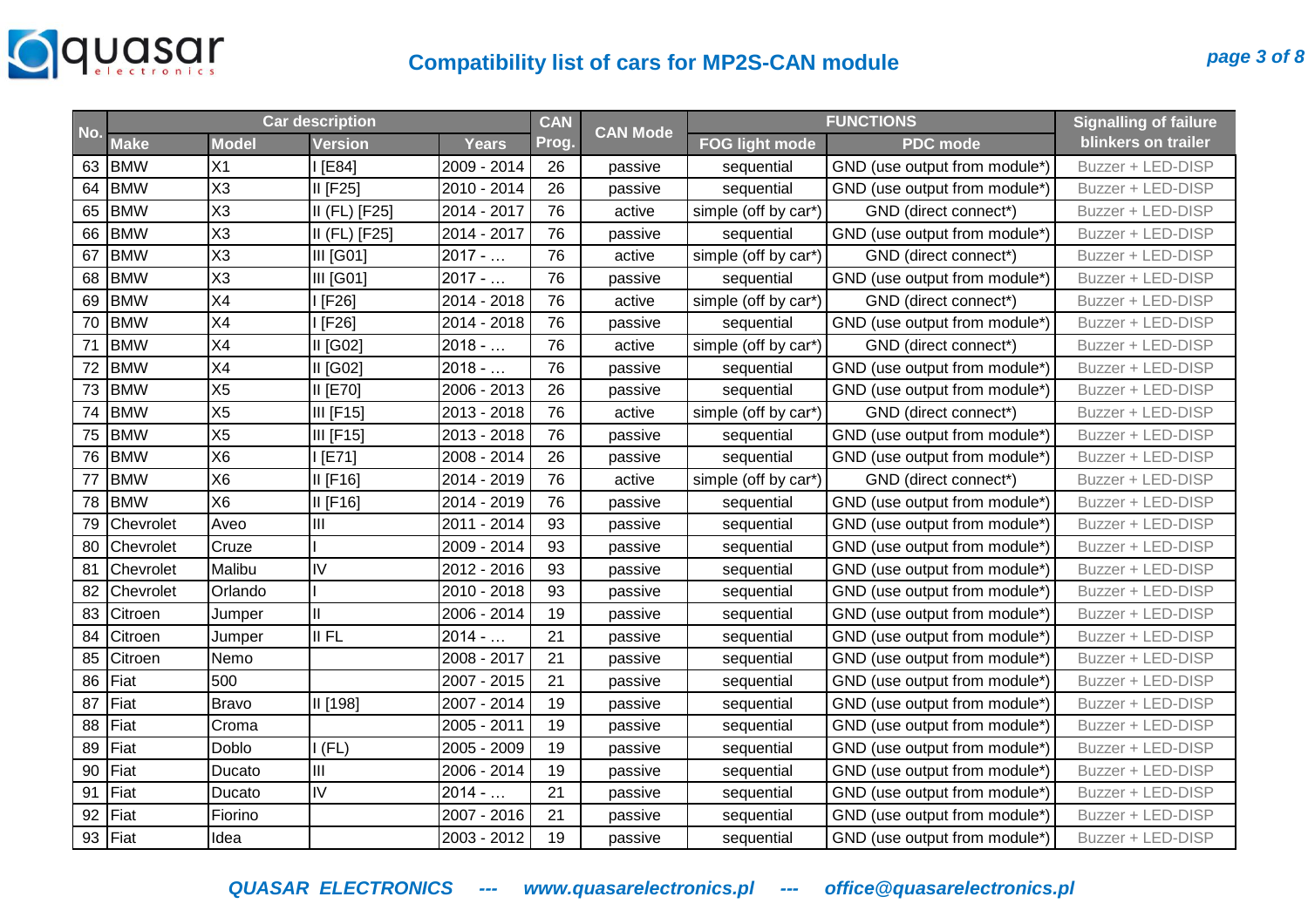# Compatibility list of cars for MP2S-CAN module

| No. | Car description | | | | CAN Prog. | CAN Mode | FUNCTIONS | | Signalling of failure blinkers on trailer |
|---|---|---|---|---|---|---|---|---|---|
| | Make | Model | Version | Years | | | FOG light mode | PDC mode | |
| 63 | BMW | X1 | I [E84] | 2009 - 2014 | 26 | passive | sequential | GND (use output from module*) | Buzzer + LED-DISP |
| 64 | BMW | X3 | II [F25] | 2010 - 2014 | 26 | passive | sequential | GND (use output from module*) | Buzzer + LED-DISP |
| 65 | BMW | X3 | II (FL) [F25] | 2014 - 2017 | 76 | active | simple (off by car*) | GND (direct connect*) | Buzzer + LED-DISP |
| 66 | BMW | X3 | II (FL) [F25] | 2014 - 2017 | 76 | passive | sequential | GND (use output from module*) | Buzzer + LED-DISP |
| 67 | BMW | X3 | III [G01] | 2017 - … | 76 | active | simple (off by car*) | GND (direct connect*) | Buzzer + LED-DISP |
| 68 | BMW | X3 | III [G01] | 2017 - … | 76 | passive | sequential | GND (use output from module*) | Buzzer + LED-DISP |
| 69 | BMW | X4 | I [F26] | 2014 - 2018 | 76 | active | simple (off by car*) | GND (direct connect*) | Buzzer + LED-DISP |
| 70 | BMW | X4 | I [F26] | 2014 - 2018 | 76 | passive | sequential | GND (use output from module*) | Buzzer + LED-DISP |
| 71 | BMW | X4 | II [G02] | 2018 - … | 76 | active | simple (off by car*) | GND (direct connect*) | Buzzer + LED-DISP |
| 72 | BMW | X4 | II [G02] | 2018 - … | 76 | passive | sequential | GND (use output from module*) | Buzzer + LED-DISP |
| 73 | BMW | X5 | II [E70] | 2006 - 2013 | 26 | passive | sequential | GND (use output from module*) | Buzzer + LED-DISP |
| 74 | BMW | X5 | III [F15] | 2013 - 2018 | 76 | active | simple (off by car*) | GND (direct connect*) | Buzzer + LED-DISP |
| 75 | BMW | X5 | III [F15] | 2013 - 2018 | 76 | passive | sequential | GND (use output from module*) | Buzzer + LED-DISP |
| 76 | BMW | X6 | I [E71] | 2008 - 2014 | 26 | passive | sequential | GND (use output from module*) | Buzzer + LED-DISP |
| 77 | BMW | X6 | II [F16] | 2014 - 2019 | 76 | active | simple (off by car*) | GND (direct connect*) | Buzzer + LED-DISP |
| 78 | BMW | X6 | II [F16] | 2014 - 2019 | 76 | passive | sequential | GND (use output from module*) | Buzzer + LED-DISP |
| 79 | Chevrolet | Aveo | III | 2011 - 2014 | 93 | passive | sequential | GND (use output from module*) | Buzzer + LED-DISP |
| 80 | Chevrolet | Cruze | I | 2009 - 2014 | 93 | passive | sequential | GND (use output from module*) | Buzzer + LED-DISP |
| 81 | Chevrolet | Malibu | IV | 2012 - 2016 | 93 | passive | sequential | GND (use output from module*) | Buzzer + LED-DISP |
| 82 | Chevrolet | Orlando | I | 2010 - 2018 | 93 | passive | sequential | GND (use output from module*) | Buzzer + LED-DISP |
| 83 | Citroen | Jumper | II | 2006 - 2014 | 19 | passive | sequential | GND (use output from module*) | Buzzer + LED-DISP |
| 84 | Citroen | Jumper | II FL | 2014 - … | 21 | passive | sequential | GND (use output from module*) | Buzzer + LED-DISP |
| 85 | Citroen | Nemo | | 2008 - 2017 | 21 | passive | sequential | GND (use output from module*) | Buzzer + LED-DISP |
| 86 | Fiat | 500 | | 2007 - 2015 | 21 | passive | sequential | GND (use output from module*) | Buzzer + LED-DISP |
| 87 | Fiat | Bravo | II [198] | 2007 - 2014 | 19 | passive | sequential | GND (use output from module*) | Buzzer + LED-DISP |
| 88 | Fiat | Croma | | 2005 - 2011 | 19 | passive | sequential | GND (use output from module*) | Buzzer + LED-DISP |
| 89 | Fiat | Doblo | I (FL) | 2005 - 2009 | 19 | passive | sequential | GND (use output from module*) | Buzzer + LED-DISP |
| 90 | Fiat | Ducato | III | 2006 - 2014 | 19 | passive | sequential | GND (use output from module*) | Buzzer + LED-DISP |
| 91 | Fiat | Ducato | IV | 2014 - … | 21 | passive | sequential | GND (use output from module*) | Buzzer + LED-DISP |
| 92 | Fiat | Fiorino | | 2007 - 2016 | 21 | passive | sequential | GND (use output from module*) | Buzzer + LED-DISP |
| 93 | Fiat | Idea | | 2003 - 2012 | 19 | passive | sequential | GND (use output from module*) | Buzzer + LED-DISP |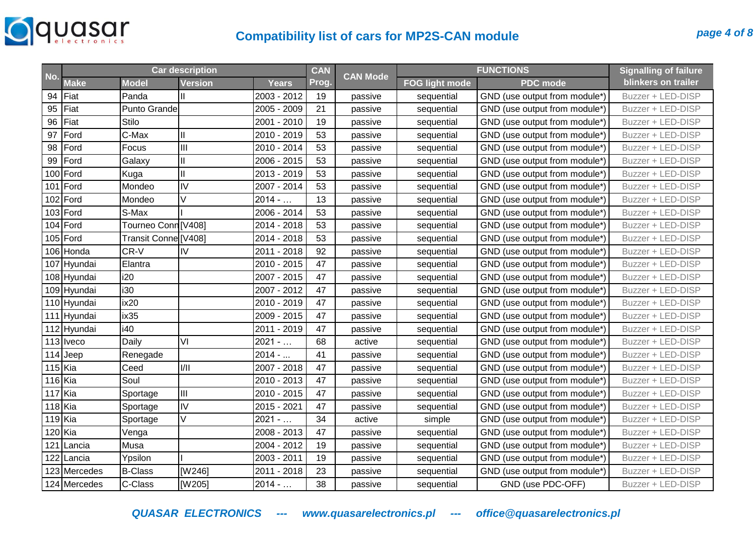## Compatibility list of cars for MP2S-CAN module

| No. | Car description | | | | CAN Prog. | CAN Mode | FUNCTIONS | | Signalling of failure blinkers on trailer |
|---|---|---|---|---|---|---|---|---|---|
| | Make | Model | Version | Years | | | FOG light mode | PDC mode | |
| 94 | Fiat | Panda | II | 2003 - 2012 | 19 | passive | sequential | GND (use output from module*) | Buzzer + LED-DISP |
| 95 | Fiat | Punto Grande | | 2005 - 2009 | 21 | passive | sequential | GND (use output from module*) | Buzzer + LED-DISP |
| 96 | Fiat | Stilo | | 2001 - 2010 | 19 | passive | sequential | GND (use output from module*) | Buzzer + LED-DISP |
| 97 | Ford | C-Max | II | 2010 - 2019 | 53 | passive | sequential | GND (use output from module*) | Buzzer + LED-DISP |
| 98 | Ford | Focus | III | 2010 - 2014 | 53 | passive | sequential | GND (use output from module*) | Buzzer + LED-DISP |
| 99 | Ford | Galaxy | II | 2006 - 2015 | 53 | passive | sequential | GND (use output from module*) | Buzzer + LED-DISP |
| 100 | Ford | Kuga | II | 2013 - 2019 | 53 | passive | sequential | GND (use output from module*) | Buzzer + LED-DISP |
| 101 | Ford | Mondeo | IV | 2007 - 2014 | 53 | passive | sequential | GND (use output from module*) | Buzzer + LED-DISP |
| 102 | Ford | Mondeo | V | 2014 - … | 13 | passive | sequential | GND (use output from module*) | Buzzer + LED-DISP |
| 103 | Ford | S-Max | I | 2006 - 2014 | 53 | passive | sequential | GND (use output from module*) | Buzzer + LED-DISP |
| 104 | Ford | Tourneo Conn | [V408] | 2014 - 2018 | 53 | passive | sequential | GND (use output from module*) | Buzzer + LED-DISP |
| 105 | Ford | Transit Conne | [V408] | 2014 - 2018 | 53 | passive | sequential | GND (use output from module*) | Buzzer + LED-DISP |
| 106 | Honda | CR-V | IV | 2011 - 2018 | 92 | passive | sequential | GND (use output from module*) | Buzzer + LED-DISP |
| 107 | Hyundai | Elantra | | 2010 - 2015 | 47 | passive | sequential | GND (use output from module*) | Buzzer + LED-DISP |
| 108 | Hyundai | i20 | | 2007 - 2015 | 47 | passive | sequential | GND (use output from module*) | Buzzer + LED-DISP |
| 109 | Hyundai | i30 | | 2007 - 2012 | 47 | passive | sequential | GND (use output from module*) | Buzzer + LED-DISP |
| 110 | Hyundai | ix20 | | 2010 - 2019 | 47 | passive | sequential | GND (use output from module*) | Buzzer + LED-DISP |
| 111 | Hyundai | ix35 | | 2009 - 2015 | 47 | passive | sequential | GND (use output from module*) | Buzzer + LED-DISP |
| 112 | Hyundai | i40 | | 2011 - 2019 | 47 | passive | sequential | GND (use output from module*) | Buzzer + LED-DISP |
| 113 | Iveco | Daily | VI | 2021 - … | 68 | active | sequential | GND (use output from module*) | Buzzer + LED-DISP |
| 114 | Jeep | Renegade | | 2014 - ... | 41 | passive | sequential | GND (use output from module*) | Buzzer + LED-DISP |
| 115 | Kia | Ceed | I/II | 2007 - 2018 | 47 | passive | sequential | GND (use output from module*) | Buzzer + LED-DISP |
| 116 | Kia | Soul | | 2010 - 2013 | 47 | passive | sequential | GND (use output from module*) | Buzzer + LED-DISP |
| 117 | Kia | Sportage | III | 2010 - 2015 | 47 | passive | sequential | GND (use output from module*) | Buzzer + LED-DISP |
| 118 | Kia | Sportage | IV | 2015 - 2021 | 47 | passive | sequential | GND (use output from module*) | Buzzer + LED-DISP |
| 119 | Kia | Sportage | V | 2021 - … | 34 | active | simple | GND (use output from module*) | Buzzer + LED-DISP |
| 120 | Kia | Venga | | 2008 - 2013 | 47 | passive | sequential | GND (use output from module*) | Buzzer + LED-DISP |
| 121 | Lancia | Musa | | 2004 - 2012 | 19 | passive | sequential | GND (use output from module*) | Buzzer + LED-DISP |
| 122 | Lancia | Ypsilon | I | 2003 - 2011 | 19 | passive | sequential | GND (use output from module*) | Buzzer + LED-DISP |
| 123 | Mercedes | B-Class | [W246] | 2011 - 2018 | 23 | passive | sequential | GND (use output from module*) | Buzzer + LED-DISP |
| 124 | Mercedes | C-Class | [W205] | 2014 - … | 38 | passive | sequential | GND (use PDC-OFF) | Buzzer + LED-DISP |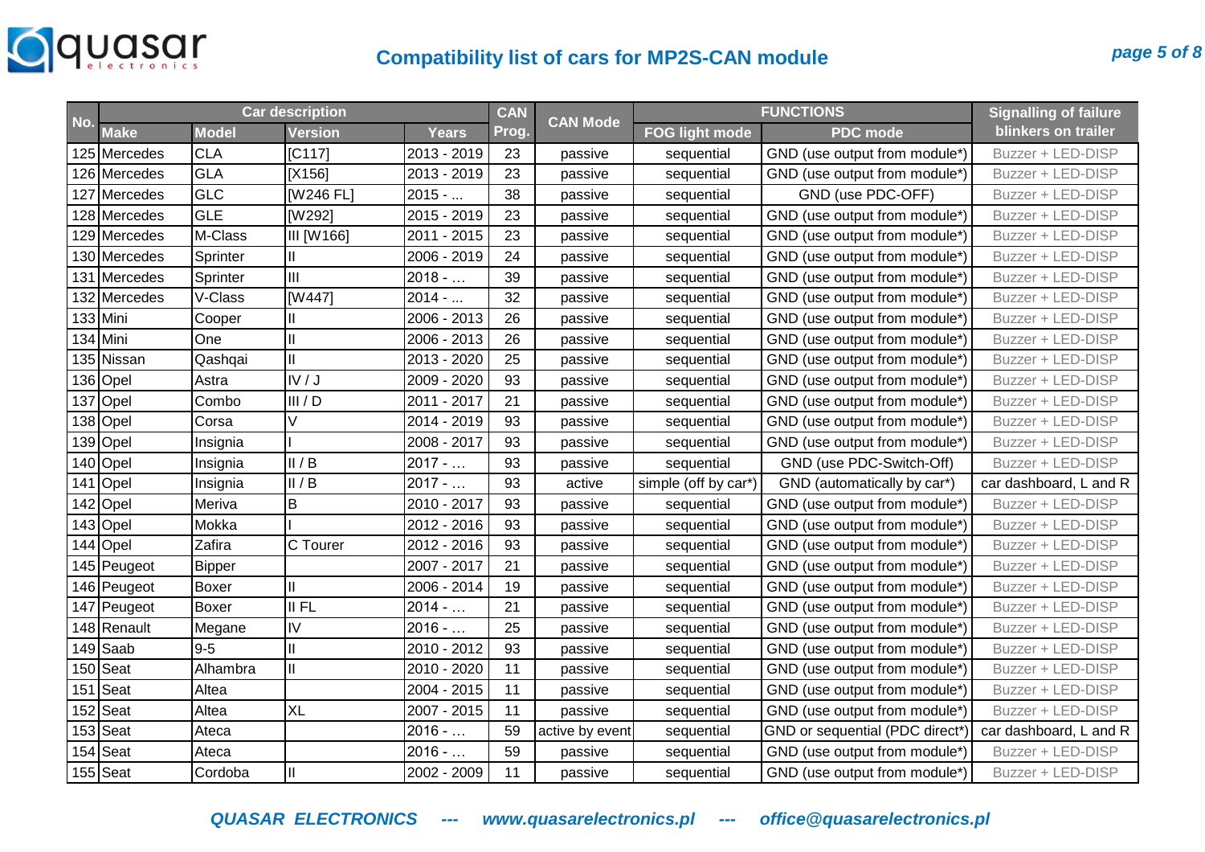# Compatibility list of cars for MP2S-CAN module

| No. | Car description | | | | CAN Prog. | CAN Mode | FUNCTIONS | | Signalling of failure blinkers on trailer |
|---|---|---|---|---|---|---|---|---|---|
| | Make | Model | Version | Years | | | FOG light mode | PDC mode | |
| 125 | Mercedes | CLA | [C117] | 2013 - 2019 | 23 | passive | sequential | GND (use output from module*) | Buzzer + LED-DISP |
| 126 | Mercedes | GLA | [X156] | 2013 - 2019 | 23 | passive | sequential | GND (use output from module*) | Buzzer + LED-DISP |
| 127 | Mercedes | GLC | [W246 FL] | 2015 - ... | 38 | passive | sequential | GND (use PDC-OFF) | Buzzer + LED-DISP |
| 128 | Mercedes | GLE | [W292] | 2015 - 2019 | 23 | passive | sequential | GND (use output from module*) | Buzzer + LED-DISP |
| 129 | Mercedes | M-Class | III [W166] | 2011 - 2015 | 23 | passive | sequential | GND (use output from module*) | Buzzer + LED-DISP |
| 130 | Mercedes | Sprinter | II | 2006 - 2019 | 24 | passive | sequential | GND (use output from module*) | Buzzer + LED-DISP |
| 131 | Mercedes | Sprinter | III | 2018 - … | 39 | passive | sequential | GND (use output from module*) | Buzzer + LED-DISP |
| 132 | Mercedes | V-Class | [W447] | 2014 - ... | 32 | passive | sequential | GND (use output from module*) | Buzzer + LED-DISP |
| 133 | Mini | Cooper | II | 2006 - 2013 | 26 | passive | sequential | GND (use output from module*) | Buzzer + LED-DISP |
| 134 | Mini | One | II | 2006 - 2013 | 26 | passive | sequential | GND (use output from module*) | Buzzer + LED-DISP |
| 135 | Nissan | Qashqai | II | 2013 - 2020 | 25 | passive | sequential | GND (use output from module*) | Buzzer + LED-DISP |
| 136 | Opel | Astra | IV / J | 2009 - 2020 | 93 | passive | sequential | GND (use output from module*) | Buzzer + LED-DISP |
| 137 | Opel | Combo | III / D | 2011 - 2017 | 21 | passive | sequential | GND (use output from module*) | Buzzer + LED-DISP |
| 138 | Opel | Corsa | V | 2014 - 2019 | 93 | passive | sequential | GND (use output from module*) | Buzzer + LED-DISP |
| 139 | Opel | Insignia | I | 2008 - 2017 | 93 | passive | sequential | GND (use output from module*) | Buzzer + LED-DISP |
| 140 | Opel | Insignia | II / B | 2017 - … | 93 | passive | sequential | GND (use PDC-Switch-Off) | Buzzer + LED-DISP |
| 141 | Opel | Insignia | II / B | 2017 - … | 93 | active | simple (off by car*) | GND (automatically by car*) | car dashboard, L and R |
| 142 | Opel | Meriva | B | 2010 - 2017 | 93 | passive | sequential | GND (use output from module*) | Buzzer + LED-DISP |
| 143 | Opel | Mokka | I | 2012 - 2016 | 93 | passive | sequential | GND (use output from module*) | Buzzer + LED-DISP |
| 144 | Opel | Zafira | C Tourer | 2012 - 2016 | 93 | passive | sequential | GND (use output from module*) | Buzzer + LED-DISP |
| 145 | Peugeot | Bipper | | 2007 - 2017 | 21 | passive | sequential | GND (use output from module*) | Buzzer + LED-DISP |
| 146 | Peugeot | Boxer | II | 2006 - 2014 | 19 | passive | sequential | GND (use output from module*) | Buzzer + LED-DISP |
| 147 | Peugeot | Boxer | II FL | 2014 - … | 21 | passive | sequential | GND (use output from module*) | Buzzer + LED-DISP |
| 148 | Renault | Megane | IV | 2016 - … | 25 | passive | sequential | GND (use output from module*) | Buzzer + LED-DISP |
| 149 | Saab | 9-5 | II | 2010 - 2012 | 93 | passive | sequential | GND (use output from module*) | Buzzer + LED-DISP |
| 150 | Seat | Alhambra | II | 2010 - 2020 | 11 | passive | sequential | GND (use output from module*) | Buzzer + LED-DISP |
| 151 | Seat | Altea | | 2004 - 2015 | 11 | passive | sequential | GND (use output from module*) | Buzzer + LED-DISP |
| 152 | Seat | Altea | XL | 2007 - 2015 | 11 | passive | sequential | GND (use output from module*) | Buzzer + LED-DISP |
| 153 | Seat | Ateca | | 2016 - … | 59 | active by event | sequential | GND or sequential (PDC direct*) | car dashboard, L and R |
| 154 | Seat | Ateca | | 2016 - … | 59 | passive | sequential | GND (use output from module*) | Buzzer + LED-DISP |
| 155 | Seat | Cordoba | II | 2002 - 2009 | 11 | passive | sequential | GND (use output from module*) | Buzzer + LED-DISP |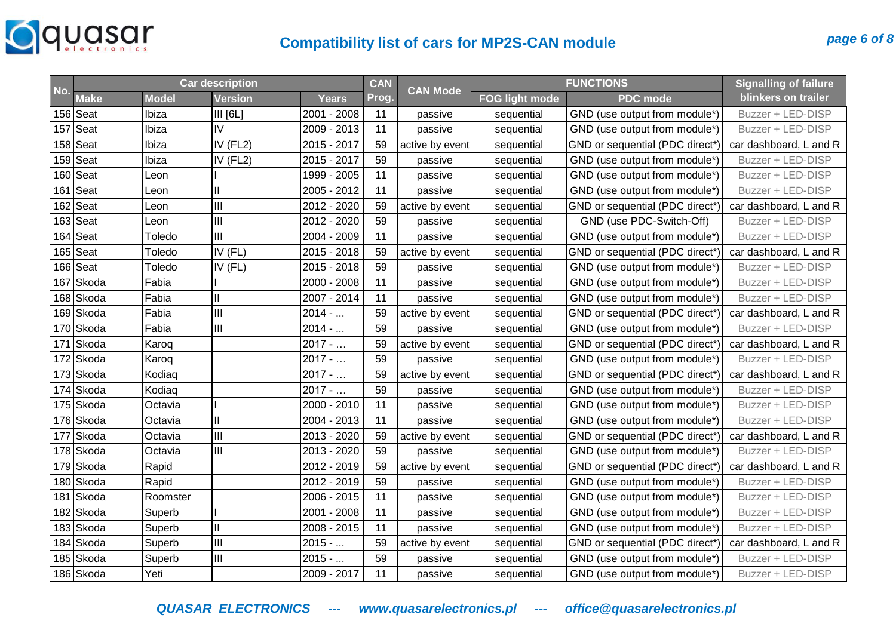## Compatibility list of cars for MP2S-CAN module

| No. | Car description | | | | CAN Prog. | CAN Mode | FUNCTIONS | | Signalling of failure blinkers on trailer |
|---|---|---|---|---|---|---|---|---|---|
| | Make | Model | Version | Years | | | FOG light mode | PDC mode | |
| 156 | Seat | Ibiza | III [6L] | 2001 - 2008 | 11 | passive | sequential | GND (use output from module*) | Buzzer + LED-DISP |
| 157 | Seat | Ibiza | IV | 2009 - 2013 | 11 | passive | sequential | GND (use output from module*) | Buzzer + LED-DISP |
| 158 | Seat | Ibiza | IV (FL2) | 2015 - 2017 | 59 | active by event | sequential | GND or sequential (PDC direct*) | car dashboard, L and R |
| 159 | Seat | Ibiza | IV (FL2) | 2015 - 2017 | 59 | passive | sequential | GND (use output from module*) | Buzzer + LED-DISP |
| 160 | Seat | Leon | I | 1999 - 2005 | 11 | passive | sequential | GND (use output from module*) | Buzzer + LED-DISP |
| 161 | Seat | Leon | II | 2005 - 2012 | 11 | passive | sequential | GND (use output from module*) | Buzzer + LED-DISP |
| 162 | Seat | Leon | III | 2012 - 2020 | 59 | active by event | sequential | GND or sequential (PDC direct*) | car dashboard, L and R |
| 163 | Seat | Leon | III | 2012 - 2020 | 59 | passive | sequential | GND (use PDC-Switch-Off) | Buzzer + LED-DISP |
| 164 | Seat | Toledo | III | 2004 - 2009 | 11 | passive | sequential | GND (use output from module*) | Buzzer + LED-DISP |
| 165 | Seat | Toledo | IV (FL) | 2015 - 2018 | 59 | active by event | sequential | GND or sequential (PDC direct*) | car dashboard, L and R |
| 166 | Seat | Toledo | IV (FL) | 2015 - 2018 | 59 | passive | sequential | GND (use output from module*) | Buzzer + LED-DISP |
| 167 | Skoda | Fabia | I | 2000 - 2008 | 11 | passive | sequential | GND (use output from module*) | Buzzer + LED-DISP |
| 168 | Skoda | Fabia | II | 2007 - 2014 | 11 | passive | sequential | GND (use output from module*) | Buzzer + LED-DISP |
| 169 | Skoda | Fabia | III | 2014 - ... | 59 | active by event | sequential | GND or sequential (PDC direct*) | car dashboard, L and R |
| 170 | Skoda | Fabia | III | 2014 - ... | 59 | passive | sequential | GND (use output from module*) | Buzzer + LED-DISP |
| 171 | Skoda | Karoq | | 2017 - … | 59 | active by event | sequential | GND or sequential (PDC direct*) | car dashboard, L and R |
| 172 | Skoda | Karoq | | 2017 - … | 59 | passive | sequential | GND (use output from module*) | Buzzer + LED-DISP |
| 173 | Skoda | Kodiaq | | 2017 - … | 59 | active by event | sequential | GND or sequential (PDC direct*) | car dashboard, L and R |
| 174 | Skoda | Kodiaq | | 2017 - … | 59 | passive | sequential | GND (use output from module*) | Buzzer + LED-DISP |
| 175 | Skoda | Octavia | I | 2000 - 2010 | 11 | passive | sequential | GND (use output from module*) | Buzzer + LED-DISP |
| 176 | Skoda | Octavia | II | 2004 - 2013 | 11 | passive | sequential | GND (use output from module*) | Buzzer + LED-DISP |
| 177 | Skoda | Octavia | III | 2013 - 2020 | 59 | active by event | sequential | GND or sequential (PDC direct*) | car dashboard, L and R |
| 178 | Skoda | Octavia | III | 2013 - 2020 | 59 | passive | sequential | GND (use output from module*) | Buzzer + LED-DISP |
| 179 | Skoda | Rapid | | 2012 - 2019 | 59 | active by event | sequential | GND or sequential (PDC direct*) | car dashboard, L and R |
| 180 | Skoda | Rapid | | 2012 - 2019 | 59 | passive | sequential | GND (use output from module*) | Buzzer + LED-DISP |
| 181 | Skoda | Roomster | | 2006 - 2015 | 11 | passive | sequential | GND (use output from module*) | Buzzer + LED-DISP |
| 182 | Skoda | Superb | I | 2001 - 2008 | 11 | passive | sequential | GND (use output from module*) | Buzzer + LED-DISP |
| 183 | Skoda | Superb | II | 2008 - 2015 | 11 | passive | sequential | GND (use output from module*) | Buzzer + LED-DISP |
| 184 | Skoda | Superb | III | 2015 - ... | 59 | active by event | sequential | GND or sequential (PDC direct*) | car dashboard, L and R |
| 185 | Skoda | Superb | III | 2015 - ... | 59 | passive | sequential | GND (use output from module*) | Buzzer + LED-DISP |
| 186 | Skoda | Yeti | | 2009 - 2017 | 11 | passive | sequential | GND (use output from module*) | Buzzer + LED-DISP |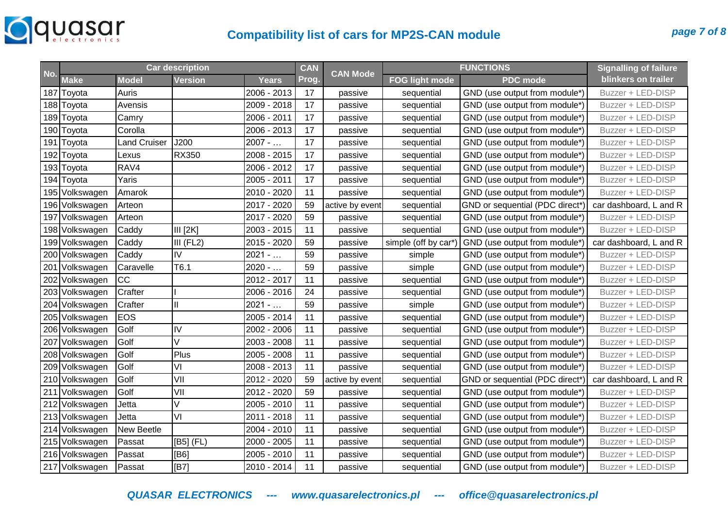## Compatibility list of cars for MP2S-CAN module

| No. | Car description | | | | CAN | CAN Mode | FUNCTIONS | | Signalling of failure blinkers on trailer |
|---|---|---|---|---|---|---|---|---|---|
| | Make | Model | Version | Years | Prog. | | FOG light mode | PDC mode | |
| 187 | Toyota | Auris | | 2006 - 2013 | 17 | passive | sequential | GND (use output from module*) | Buzzer + LED-DISP |
| 188 | Toyota | Avensis | | 2009 - 2018 | 17 | passive | sequential | GND (use output from module*) | Buzzer + LED-DISP |
| 189 | Toyota | Camry | | 2006 - 2011 | 17 | passive | sequential | GND (use output from module*) | Buzzer + LED-DISP |
| 190 | Toyota | Corolla | | 2006 - 2013 | 17 | passive | sequential | GND (use output from module*) | Buzzer + LED-DISP |
| 191 | Toyota | Land Cruiser | J200 | 2007 - … | 17 | passive | sequential | GND (use output from module*) | Buzzer + LED-DISP |
| 192 | Toyota | Lexus | RX350 | 2008 - 2015 | 17 | passive | sequential | GND (use output from module*) | Buzzer + LED-DISP |
| 193 | Toyota | RAV4 | | 2006 - 2012 | 17 | passive | sequential | GND (use output from module*) | Buzzer + LED-DISP |
| 194 | Toyota | Yaris | | 2005 - 2011 | 17 | passive | sequential | GND (use output from module*) | Buzzer + LED-DISP |
| 195 | Volkswagen | Amarok | | 2010 - 2020 | 11 | passive | sequential | GND (use output from module*) | Buzzer + LED-DISP |
| 196 | Volkswagen | Arteon | | 2017 - 2020 | 59 | active by event | sequential | GND or sequential (PDC direct*) | car dashboard, L and R |
| 197 | Volkswagen | Arteon | | 2017 - 2020 | 59 | passive | sequential | GND (use output from module*) | Buzzer + LED-DISP |
| 198 | Volkswagen | Caddy | III [2K] | 2003 - 2015 | 11 | passive | sequential | GND (use output from module*) | Buzzer + LED-DISP |
| 199 | Volkswagen | Caddy | III (FL2) | 2015 - 2020 | 59 | passive | simple (off by car*) | GND (use output from module*) | car dashboard, L and R |
| 200 | Volkswagen | Caddy | IV | 2021 - … | 59 | passive | simple | GND (use output from module*) | Buzzer + LED-DISP |
| 201 | Volkswagen | Caravelle | T6.1 | 2020 - … | 59 | passive | simple | GND (use output from module*) | Buzzer + LED-DISP |
| 202 | Volkswagen | CC | | 2012 - 2017 | 11 | passive | sequential | GND (use output from module*) | Buzzer + LED-DISP |
| 203 | Volkswagen | Crafter | I | 2006 - 2016 | 24 | passive | sequential | GND (use output from module*) | Buzzer + LED-DISP |
| 204 | Volkswagen | Crafter | II | 2021 - … | 59 | passive | simple | GND (use output from module*) | Buzzer + LED-DISP |
| 205 | Volkswagen | EOS | | 2005 - 2014 | 11 | passive | sequential | GND (use output from module*) | Buzzer + LED-DISP |
| 206 | Volkswagen | Golf | IV | 2002 - 2006 | 11 | passive | sequential | GND (use output from module*) | Buzzer + LED-DISP |
| 207 | Volkswagen | Golf | V | 2003 - 2008 | 11 | passive | sequential | GND (use output from module*) | Buzzer + LED-DISP |
| 208 | Volkswagen | Golf | Plus | 2005 - 2008 | 11 | passive | sequential | GND (use output from module*) | Buzzer + LED-DISP |
| 209 | Volkswagen | Golf | VI | 2008 - 2013 | 11 | passive | sequential | GND (use output from module*) | Buzzer + LED-DISP |
| 210 | Volkswagen | Golf | VII | 2012 - 2020 | 59 | active by event | sequential | GND or sequential (PDC direct*) | car dashboard, L and R |
| 211 | Volkswagen | Golf | VII | 2012 - 2020 | 59 | passive | sequential | GND (use output from module*) | Buzzer + LED-DISP |
| 212 | Volkswagen | Jetta | V | 2005 - 2010 | 11 | passive | sequential | GND (use output from module*) | Buzzer + LED-DISP |
| 213 | Volkswagen | Jetta | VI | 2011 - 2018 | 11 | passive | sequential | GND (use output from module*) | Buzzer + LED-DISP |
| 214 | Volkswagen | New Beetle | | 2004 - 2010 | 11 | passive | sequential | GND (use output from module*) | Buzzer + LED-DISP |
| 215 | Volkswagen | Passat | [B5] (FL) | 2000 - 2005 | 11 | passive | sequential | GND (use output from module*) | Buzzer + LED-DISP |
| 216 | Volkswagen | Passat | [B6] | 2005 - 2010 | 11 | passive | sequential | GND (use output from module*) | Buzzer + LED-DISP |
| 217 | Volkswagen | Passat | [B7] | 2010 - 2014 | 11 | passive | sequential | GND (use output from module*) | Buzzer + LED-DISP |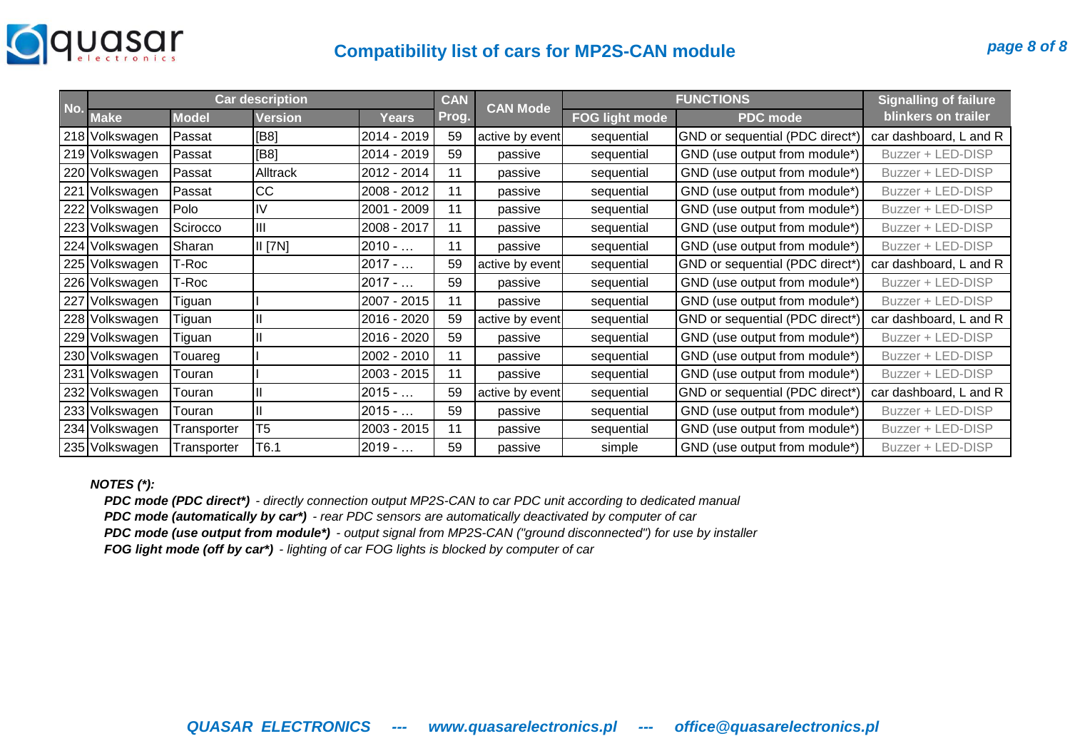## Compatibility list of cars for MP2S-CAN module

| No. | Car description | | | | CAN Prog. | CAN Mode | FUNCTIONS | | Signalling of failure blinkers on trailer |
|---|---|---|---|---|---|---|---|---|---|
| | Make | Model | Version | Years | | | FOG light mode | PDC mode | |
| 218 | Volkswagen | Passat | [B8] | 2014 - 2019 | 59 | active by event | sequential | GND or sequential (PDC direct*) | car dashboard, L and R |
| 219 | Volkswagen | Passat | [B8] | 2014 - 2019 | 59 | passive | sequential | GND (use output from module*) | Buzzer + LED-DISP |
| 220 | Volkswagen | Passat | Alltrack | 2012 - 2014 | 11 | passive | sequential | GND (use output from module*) | Buzzer + LED-DISP |
| 221 | Volkswagen | Passat | CC | 2008 - 2012 | 11 | passive | sequential | GND (use output from module*) | Buzzer + LED-DISP |
| 222 | Volkswagen | Polo | IV | 2001 - 2009 | 11 | passive | sequential | GND (use output from module*) | Buzzer + LED-DISP |
| 223 | Volkswagen | Scirocco | III | 2008 - 2017 | 11 | passive | sequential | GND (use output from module*) | Buzzer + LED-DISP |
| 224 | Volkswagen | Sharan | II [7N] | 2010 - … | 11 | passive | sequential | GND (use output from module*) | Buzzer + LED-DISP |
| 225 | Volkswagen | T-Roc | | 2017 - … | 59 | active by event | sequential | GND or sequential (PDC direct*) | car dashboard, L and R |
| 226 | Volkswagen | T-Roc | | 2017 - … | 59 | passive | sequential | GND (use output from module*) | Buzzer + LED-DISP |
| 227 | Volkswagen | Tiguan | I | 2007 - 2015 | 11 | passive | sequential | GND (use output from module*) | Buzzer + LED-DISP |
| 228 | Volkswagen | Tiguan | II | 2016 - 2020 | 59 | active by event | sequential | GND or sequential (PDC direct*) | car dashboard, L and R |
| 229 | Volkswagen | Tiguan | II | 2016 - 2020 | 59 | passive | sequential | GND (use output from module*) | Buzzer + LED-DISP |
| 230 | Volkswagen | Touareg | I | 2002 - 2010 | 11 | passive | sequential | GND (use output from module*) | Buzzer + LED-DISP |
| 231 | Volkswagen | Touran | I | 2003 - 2015 | 11 | passive | sequential | GND (use output from module*) | Buzzer + LED-DISP |
| 232 | Volkswagen | Touran | II | 2015 - … | 59 | active by event | sequential | GND or sequential (PDC direct*) | car dashboard, L and R |
| 233 | Volkswagen | Touran | II | 2015 - … | 59 | passive | sequential | GND (use output from module*) | Buzzer + LED-DISP |
| 234 | Volkswagen | Transporter | T5 | 2003 - 2015 | 11 | passive | sequential | GND (use output from module*) | Buzzer + LED-DISP |
| 235 | Volkswagen | Transporter | T6.1 | 2019 - … | 59 | passive | simple | GND (use output from module*) | Buzzer + LED-DISP |

***NOTES (*):***

***PDC mode (PDC direct*)*** *- directly connection output MP2S-CAN to car PDC unit according to dedicated manual*
***PDC mode (automatically by car*)*** *- rear PDC sensors are automatically deactivated by computer of car*
***PDC mode (use output from module*)*** *- output signal from MP2S-CAN ("ground disconnected") for use by installer*
***FOG light mode (off by car*)*** *- lighting of car FOG lights is blocked by computer of car*